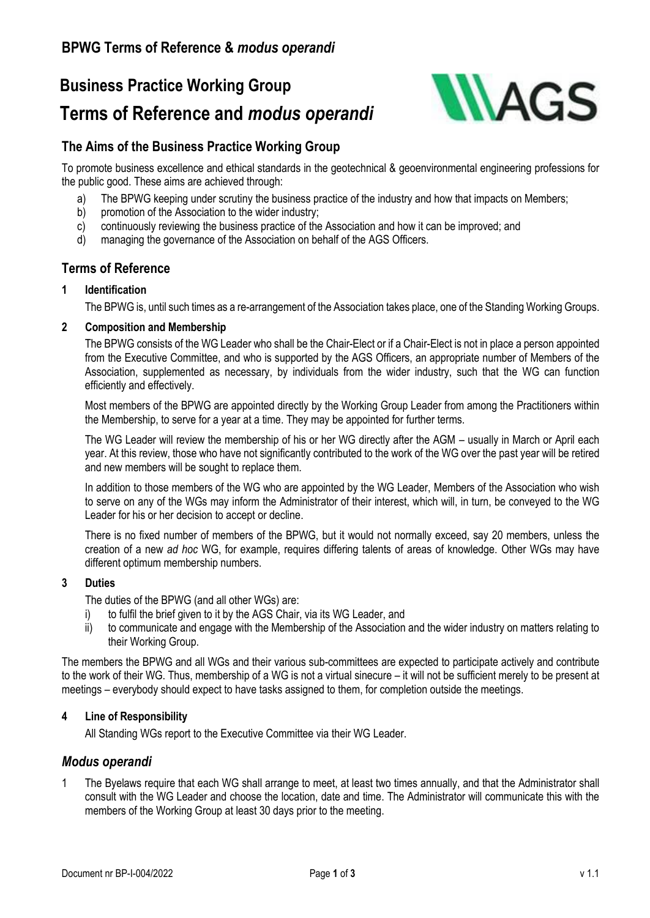## BPWG Terms of Reference & *modus operandi*

# Business Practice Working Group

# Terms of Reference and *modus operandi*

## The Aims of the Business Practice Working Group

To promote business excellence and ethical standards in the geotechnical & geoenvironmental engineering professions for the public good. These aims are achieved through:

a) The BPWG keeping under scrutiny the business practice of the industry and how that impacts on Members;
b) promotion of the Association to the wider industry;
c) continuously reviewing the business practice of the Association and how it can be improved; and
d) managing the governance of the Association on behalf of the AGS Officers.

## Terms of Reference

### 1 Identification

The BPWG is, until such times as a re-arrangement of the Association takes place, one of the Standing Working Groups.

### 2 Composition and Membership

The BPWG consists of the WG Leader who shall be the Chair-Elect or if a Chair-Elect is not in place a person appointed from the Executive Committee, and who is supported by the AGS Officers, an appropriate number of Members of the Association, supplemented as necessary, by individuals from the wider industry, such that the WG can function efficiently and effectively.

Most members of the BPWG are appointed directly by the Working Group Leader from among the Practitioners within the Membership, to serve for a year at a time. They may be appointed for further terms.

The WG Leader will review the membership of his or her WG directly after the AGM – usually in March or April each year. At this review, those who have not significantly contributed to the work of the WG over the past year will be retired and new members will be sought to replace them.

In addition to those members of the WG who are appointed by the WG Leader, Members of the Association who wish to serve on any of the WGs may inform the Administrator of their interest, which will, in turn, be conveyed to the WG Leader for his or her decision to accept or decline.

There is no fixed number of members of the BPWG, but it would not normally exceed, say 20 members, unless the creation of a new *ad hoc* WG, for example, requires differing talents of areas of knowledge. Other WGs may have different optimum membership numbers.

### 3 Duties

The duties of the BPWG (and all other WGs) are:

i) to fulfil the brief given to it by the AGS Chair, via its WG Leader, and
ii) to communicate and engage with the Membership of the Association and the wider industry on matters relating to their Working Group.

The members the BPWG and all WGs and their various sub-committees are expected to participate actively and contribute to the work of their WG. Thus, membership of a WG is not a virtual sinecure – it will not be sufficient merely to be present at meetings – everybody should expect to have tasks assigned to them, for completion outside the meetings.

### 4 Line of Responsibility

All Standing WGs report to the Executive Committee via their WG Leader.

## *Modus operandi*

1 The Byelaws require that each WG shall arrange to meet, at least two times annually, and that the Administrator shall consult with the WG Leader and choose the location, date and time. The Administrator will communicate this with the members of the Working Group at least 30 days prior to the meeting.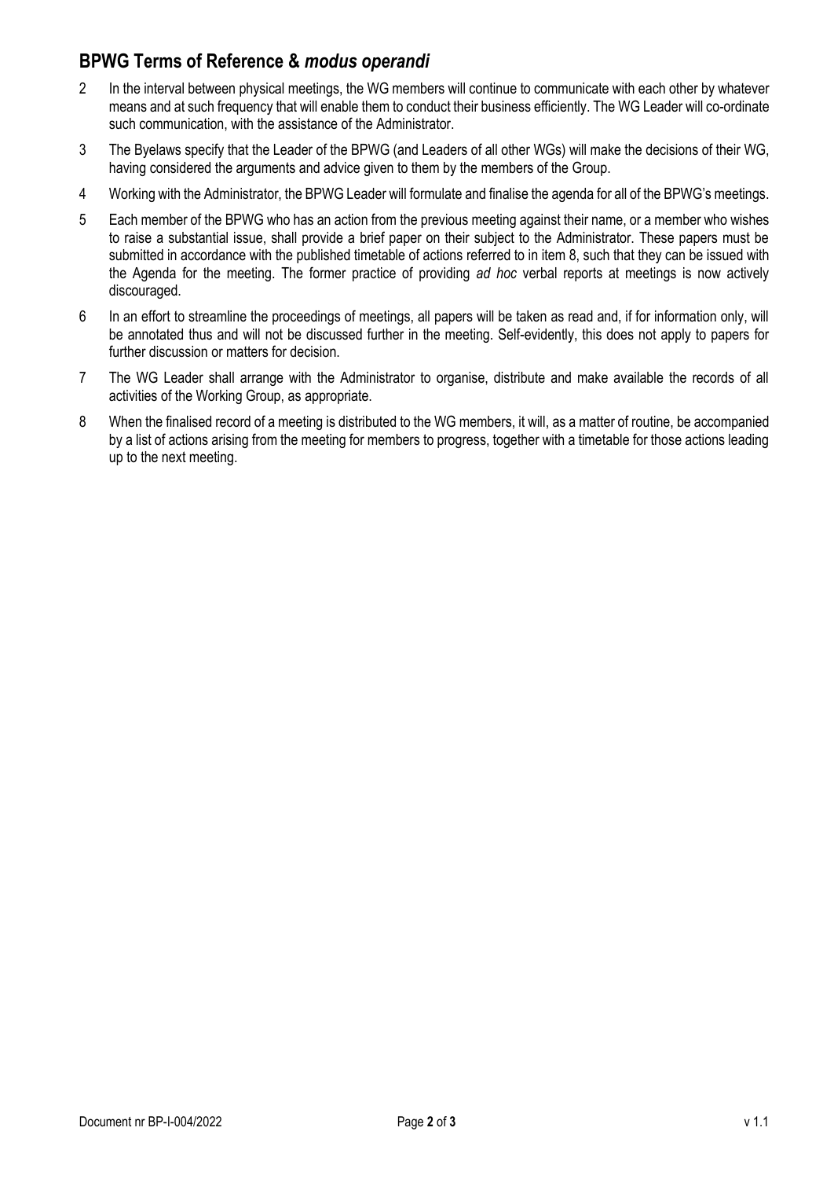## BPWG Terms of Reference & *modus operandi*

2 In the interval between physical meetings, the WG members will continue to communicate with each other by whatever means and at such frequency that will enable them to conduct their business efficiently. The WG Leader will co-ordinate such communication, with the assistance of the Administrator.

3 The Byelaws specify that the Leader of the BPWG (and Leaders of all other WGs) will make the decisions of their WG, having considered the arguments and advice given to them by the members of the Group.

4 Working with the Administrator, the BPWG Leader will formulate and finalise the agenda for all of the BPWG's meetings.

5 Each member of the BPWG who has an action from the previous meeting against their name, or a member who wishes to raise a substantial issue, shall provide a brief paper on their subject to the Administrator. These papers must be submitted in accordance with the published timetable of actions referred to in item 8, such that they can be issued with the Agenda for the meeting. The former practice of providing *ad hoc* verbal reports at meetings is now actively discouraged.

6 In an effort to streamline the proceedings of meetings, all papers will be taken as read and, if for information only, will be annotated thus and will not be discussed further in the meeting. Self-evidently, this does not apply to papers for further discussion or matters for decision.

7 The WG Leader shall arrange with the Administrator to organise, distribute and make available the records of all activities of the Working Group, as appropriate.

8 When the finalised record of a meeting is distributed to the WG members, it will, as a matter of routine, be accompanied by a list of actions arising from the meeting for members to progress, together with a timetable for those actions leading up to the next meeting.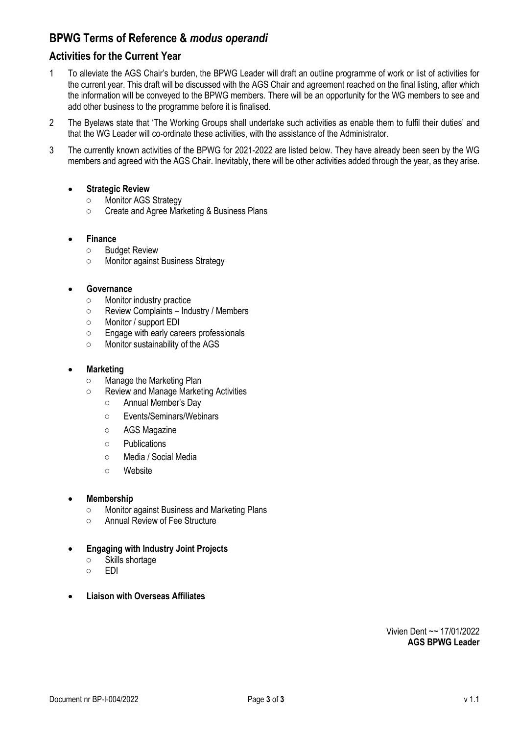## BPWG Terms of Reference & *modus operandi*

### Activities for the Current Year

1. To alleviate the AGS Chair's burden, the BPWG Leader will draft an outline programme of work or list of activities for the current year. This draft will be discussed with the AGS Chair and agreement reached on the final listing, after which the information will be conveyed to the BPWG members. There will be an opportunity for the WG members to see and add other business to the programme before it is finalised.
2. The Byelaws state that 'The Working Groups shall undertake such activities as enable them to fulfil their duties' and that the WG Leader will co-ordinate these activities, with the assistance of the Administrator.
3. The currently known activities of the BPWG for 2021-2022 are listed below. They have already been seen by the WG members and agreed with the AGS Chair. Inevitably, there will be other activities added through the year, as they arise.

- **Strategic Review**
    - Monitor AGS Strategy
    - Create and Agree Marketing & Business Plans
- **Finance**
    - Budget Review
    - Monitor against Business Strategy
- **Governance**
    - Monitor industry practice
    - Review Complaints – Industry / Members
    - Monitor / support EDI
    - Engage with early careers professionals
    - Monitor sustainability of the AGS
- **Marketing**
    - Manage the Marketing Plan
    - Review and Manage Marketing Activities
        - Annual Member's Day
        - Events/Seminars/Webinars
        - AGS Magazine
        - Publications
        - Media / Social Media
        - Website
- **Membership**
    - Monitor against Business and Marketing Plans
    - Annual Review of Fee Structure
- **Engaging with Industry Joint Projects**
    - Skills shortage
    - EDI
- **Liaison with Overseas Affiliates**

Vivien Dent ~~ 17/01/2022
**AGS BPWG Leader**

Document nr BP-I-004/2022 v 1.1